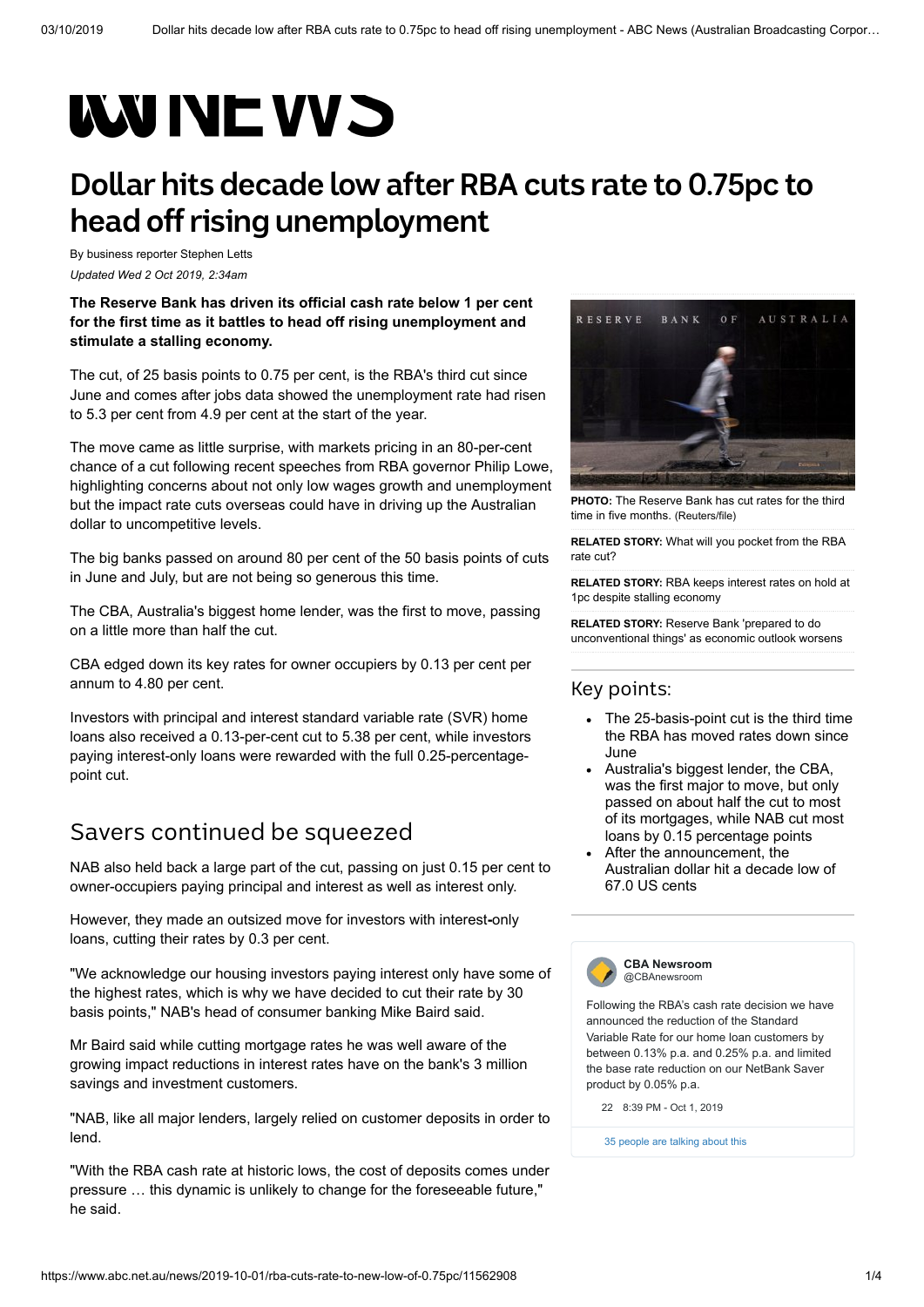# Dollar hits decade low after RBA cuts rate to 0.75pc to head off rising unemployment

By business reporter Stephen Letts

*Updated Wed 2 Oct 2019, 2:34am*

**The Reserve Bank has driven its official cash rate below 1 per cent for the first time as it battles to head off rising unemployment and stimulate a stalling economy.**

The cut, of 25 basis points to 0.75 per cent, is the RBA's third cut since June and comes after jobs data showed the unemployment rate had risen to 5.3 per cent from 4.9 per cent at the start of the year.

The move came as little surprise, with markets pricing in an 80-per-cent chance of a cut following recent speeches from RBA governor Philip Lowe, highlighting concerns about not only low wages growth and unemployment but the impact rate cuts overseas could have in driving up the Australian dollar to uncompetitive levels.

The big banks passed on around 80 per cent of the 50 basis points of cuts in June and July, but are not being so generous this time.

The CBA, Australia's biggest home lender, was the first to move, passing on a little more than half the cut.

CBA edged down its key rates for owner occupiers by 0.13 per cent per annum to 4.80 per cent.

Investors with principal and interest standard variable rate (SVR) home loans also received a 0.13-per-cent cut to 5.38 per cent, while investors paying interest-only loans were rewarded with the full 0.25-percentage-point cut.

## Savers continued be squeezed

NAB also held back a large part of the cut, passing on just 0.15 per cent to owner-occupiers paying principal and interest as well as interest only.

However, they made an outsized move for investors with interest-only loans, cutting their rates by 0.3 per cent.

"We acknowledge our housing investors paying interest only have some of the highest rates, which is why we have decided to cut their rate by 30 basis points," NAB's head of consumer banking Mike Baird said.

Mr Baird said while cutting mortgage rates he was well aware of the growing impact reductions in interest rates have on the bank's 3 million savings and investment customers.

"NAB, like all major lenders, largely relied on customer deposits in order to lend.

"With the RBA cash rate at historic lows, the cost of deposits comes under pressure … this dynamic is unlikely to change for the foreseeable future," he said.

**PHOTO:** The Reserve Bank has cut rates for the third time in five months. (Reuters/file)

**RELATED STORY:** What will you pocket from the RBA rate cut?

**RELATED STORY:** RBA keeps interest rates on hold at 1pc despite stalling economy

**RELATED STORY:** Reserve Bank 'prepared to do unconventional things' as economic outlook worsens

### Key points:

- The 25-basis-point cut is the third time the RBA has moved rates down since June
- Australia's biggest lender, the CBA, was the first major to move, but only passed on about half the cut to most of its mortgages, while NAB cut most loans by 0.15 percentage points
- After the announcement, the Australian dollar hit a decade low of 67.0 US cents

**CBA Newsroom** @CBAnewsroom

Following the RBA's cash rate decision we have announced the reduction of the Standard Variable Rate for our home loan customers by between 0.13% p.a. and 0.25% p.a. and limited the base rate reduction on our NetBank Saver product by 0.05% p.a.

22 8:39 PM - Oct 1, 2019

35 people are talking about this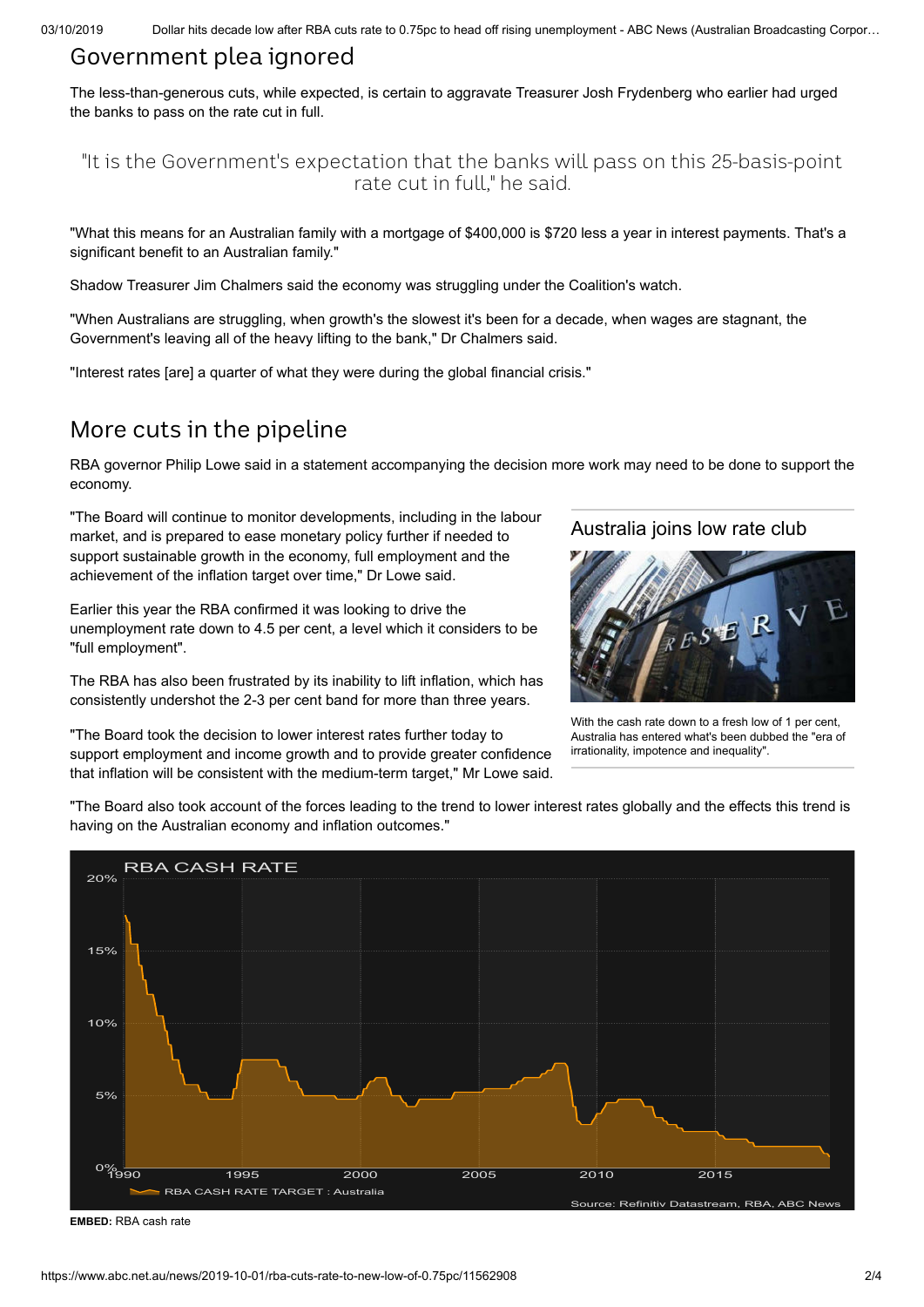## Government plea ignored

The less-than-generous cuts, while expected, is certain to aggravate Treasurer Josh Frydenberg who earlier had urged the banks to pass on the rate cut in full.

> "It is the Government's expectation that the banks will pass on this 25-basis-point rate cut in full," he said.

"What this means for an Australian family with a mortgage of $400,000 is $720 less a year in interest payments. That's a significant benefit to an Australian family."

Shadow Treasurer Jim Chalmers said the economy was struggling under the Coalition's watch.

"When Australians are struggling, when growth's the slowest it's been for a decade, when wages are stagnant, the Government's leaving all of the heavy lifting to the bank," Dr Chalmers said.

"Interest rates [are] a quarter of what they were during the global financial crisis."

## More cuts in the pipeline

RBA governor Philip Lowe said in a statement accompanying the decision more work may need to be done to support the economy.

"The Board will continue to monitor developments, including in the labour market, and is prepared to ease monetary policy further if needed to support sustainable growth in the economy, full employment and the achievement of the inflation target over time," Dr Lowe said.

Earlier this year the RBA confirmed it was looking to drive the unemployment rate down to 4.5 per cent, a level which it considers to be "full employment".

The RBA has also been frustrated by its inability to lift inflation, which has consistently undershot the 2-3 per cent band for more than three years.

"The Board took the decision to lower interest rates further today to support employment and income growth and to provide greater confidence that inflation will be consistent with the medium-term target," Mr Lowe said.

"The Board also took account of the forces leading to the trend to lower interest rates globally and the effects this trend is having on the Australian economy and inflation outcomes."

**Australia joins low rate club**

With the cash rate down to a fresh low of 1 per cent, Australia has entered what's been dubbed the "era of irrationality, impotence and inequality".

RBA CASH RATE

RBA CASH RATE TARGET : Australia

Source: Refinitiv Datastream, RBA, ABC News

**EMBED:** RBA cash rate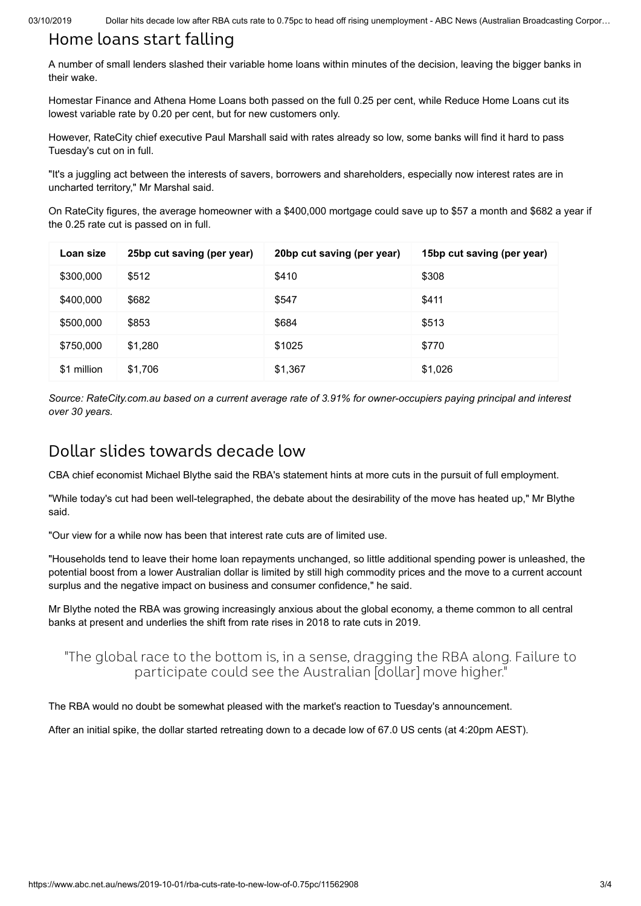## Home loans start falling

A number of small lenders slashed their variable home loans within minutes of the decision, leaving the bigger banks in their wake.

Homestar Finance and Athena Home Loans both passed on the full 0.25 per cent, while Reduce Home Loans cut its lowest variable rate by 0.20 per cent, but for new customers only.

However, RateCity chief executive Paul Marshall said with rates already so low, some banks will find it hard to pass Tuesday's cut on in full.

"It's a juggling act between the interests of savers, borrowers and shareholders, especially now interest rates are in uncharted territory," Mr Marshal said.

On RateCity figures, the average homeowner with a $400,000 mortgage could save up to $57 a month and $682 a year if the 0.25 rate cut is passed on in full.

| Loan size | 25bp cut saving (per year) | 20bp cut saving (per year) | 15bp cut saving (per year) |
| --- | --- | --- | --- |
| $300,000 | $512 | $410 | $308 |
| $400,000 | $682 | $547 | $411 |
| $500,000 | $853 | $684 | $513 |
| $750,000 | $1,280 | $1025 | $770 |
| $1 million | $1,706 | $1,367 | $1,026 |

*Source: RateCity.com.au based on a current average rate of 3.91% for owner-occupiers paying principal and interest over 30 years.*

## Dollar slides towards decade low

CBA chief economist Michael Blythe said the RBA's statement hints at more cuts in the pursuit of full employment.

"While today's cut had been well-telegraphed, the debate about the desirability of the move has heated up," Mr Blythe said.

"Our view for a while now has been that interest rate cuts are of limited use.

"Households tend to leave their home loan repayments unchanged, so little additional spending power is unleashed, the potential boost from a lower Australian dollar is limited by still high commodity prices and the move to a current account surplus and the negative impact on business and consumer confidence," he said.

Mr Blythe noted the RBA was growing increasingly anxious about the global economy, a theme common to all central banks at present and underlies the shift from rate rises in 2018 to rate cuts in 2019.

> "The global race to the bottom is, in a sense, dragging the RBA along. Failure to participate could see the Australian [dollar] move higher."

The RBA would no doubt be somewhat pleased with the market's reaction to Tuesday's announcement.

After an initial spike, the dollar started retreating down to a decade low of 67.0 US cents (at 4:20pm AEST).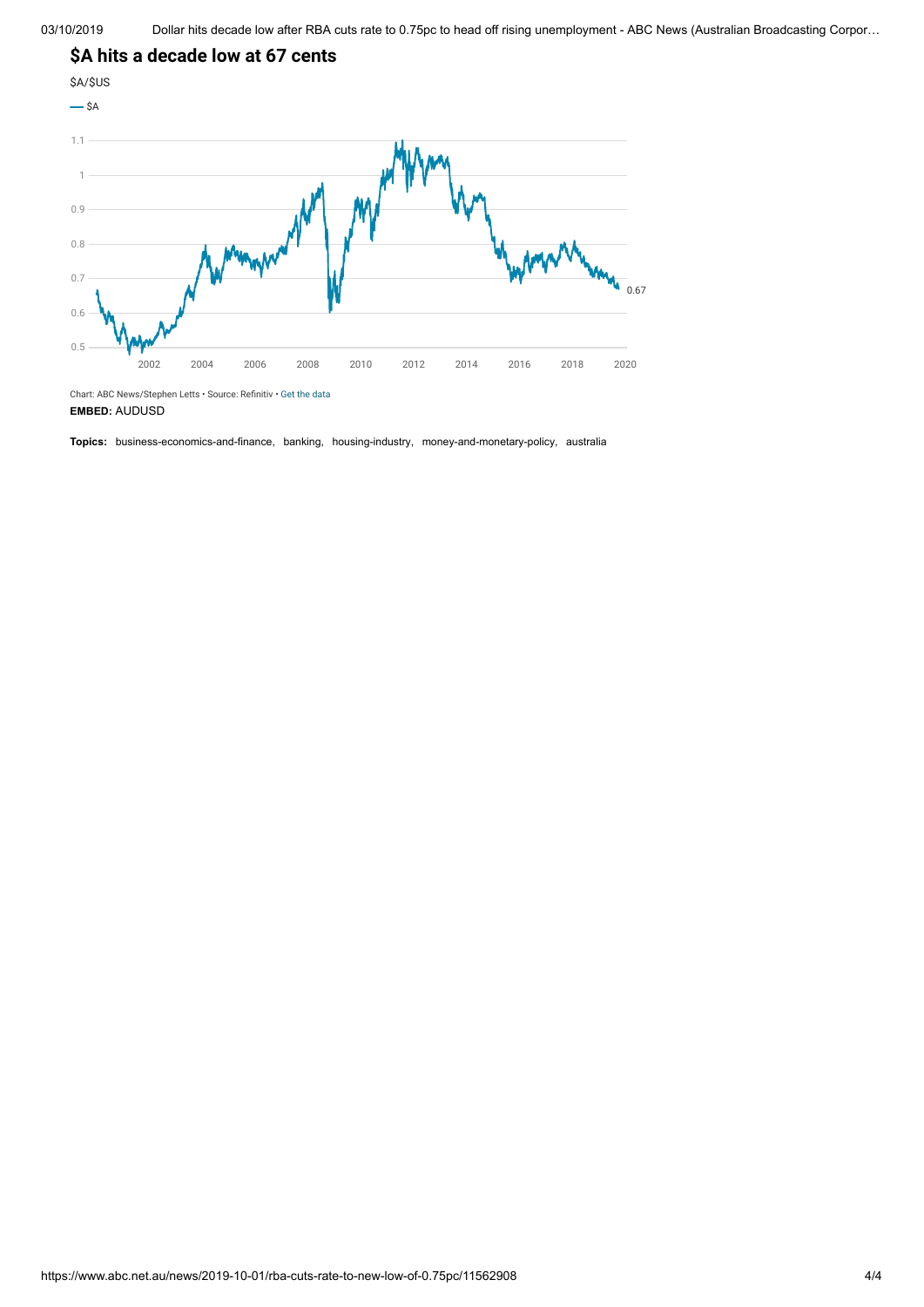## $A hits a decade low at 67 cents

$A/$US

— $A

1.1
1
0.9
0.8
0.7
0.6
0.5

2002 2004 2006 2008 2010 2012 2014 2016 2018 2020

0.67

Chart: ABC News/Stephen Letts • Source: Refinitiv • Get the data

**EMBED:** AUDUSD

**Topics:** business-economics-and-finance, banking, housing-industry, money-and-monetary-policy, australia